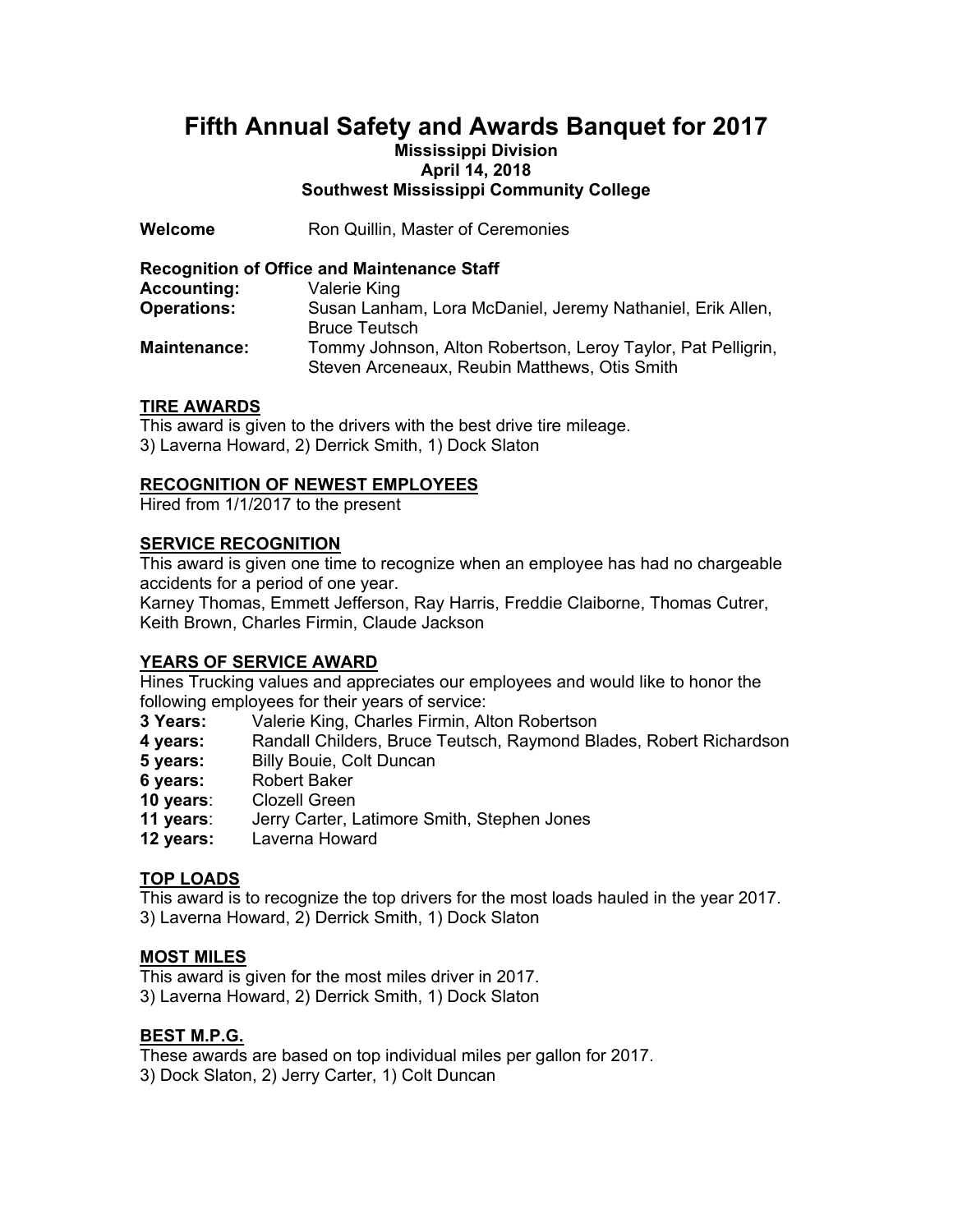# Fifth Annual Safety and Awards Banquet for 2017

**Mississippi Division**
**April 14, 2018**
**Southwest Mississippi Community College**

**Welcome** Ron Quillin, Master of Ceremonies

**Recognition of Office and Maintenance Staff**

**Accounting:** Valerie King
**Operations:** Susan Lanham, Lora McDaniel, Jeremy Nathaniel, Erik Allen, Bruce Teutsch
**Maintenance:** Tommy Johnson, Alton Robertson, Leroy Taylor, Pat Pelligrin, Steven Arceneaux, Reubin Matthews, Otis Smith

## TIRE AWARDS

This award is given to the drivers with the best drive tire mileage.
3) Laverna Howard, 2) Derrick Smith, 1) Dock Slaton

## RECOGNITION OF NEWEST EMPLOYEES

Hired from 1/1/2017 to the present

## SERVICE RECOGNITION

This award is given one time to recognize when an employee has had no chargeable accidents for a period of one year.
Karney Thomas, Emmett Jefferson, Ray Harris, Freddie Claiborne, Thomas Cutrer, Keith Brown, Charles Firmin, Claude Jackson

## YEARS OF SERVICE AWARD

Hines Trucking values and appreciates our employees and would like to honor the following employees for their years of service:

**3 Years:** Valerie King, Charles Firmin, Alton Robertson
**4 years:** Randall Childers, Bruce Teutsch, Raymond Blades, Robert Richardson
**5 years:** Billy Bouie, Colt Duncan
**6 years:** Robert Baker
**10 years**: Clozell Green
**11 years**: Jerry Carter, Latimore Smith, Stephen Jones
**12 years:** Laverna Howard

## TOP LOADS

This award is to recognize the top drivers for the most loads hauled in the year 2017.
3) Laverna Howard, 2) Derrick Smith, 1) Dock Slaton

## MOST MILES

This award is given for the most miles driver in 2017.
3) Laverna Howard, 2) Derrick Smith, 1) Dock Slaton

## BEST M.P.G.

These awards are based on top individual miles per gallon for 2017.
3) Dock Slaton, 2) Jerry Carter, 1) Colt Duncan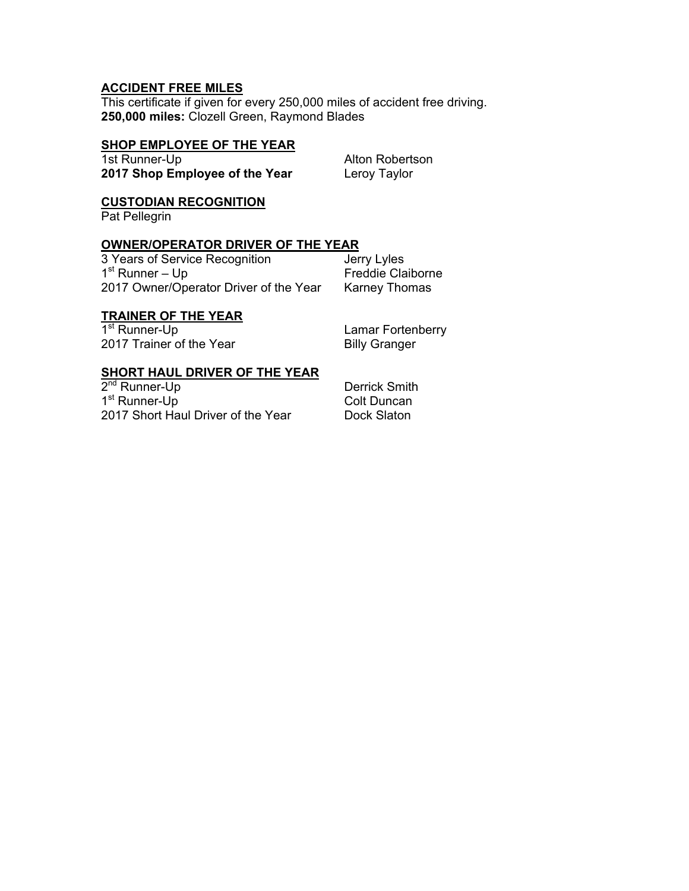## ACCIDENT FREE MILES

This certificate if given for every 250,000 miles of accident free driving.
**250,000 miles:** Clozell Green, Raymond Blades

## SHOP EMPLOYEE OF THE YEAR

| | |
|---|---|
| 1st Runner-Up | Alton Robertson |
| **2017 Shop Employee of the Year** | Leroy Taylor |

## CUSTODIAN RECOGNITION

Pat Pellegrin

## OWNER/OPERATOR DRIVER OF THE YEAR

| | |
|---|---|
| 3 Years of Service Recognition | Jerry Lyles |
| 1st Runner – Up | Freddie Claiborne |
| 2017 Owner/Operator Driver of the Year | Karney Thomas |

## TRAINER OF THE YEAR

| | |
|---|---|
| 1st Runner-Up | Lamar Fortenberry |
| 2017 Trainer of the Year | Billy Granger |

## SHORT HAUL DRIVER OF THE YEAR

| | |
|---|---|
| 2nd Runner-Up | Derrick Smith |
| 1st Runner-Up | Colt Duncan |
| 2017 Short Haul Driver of the Year | Dock Slaton |